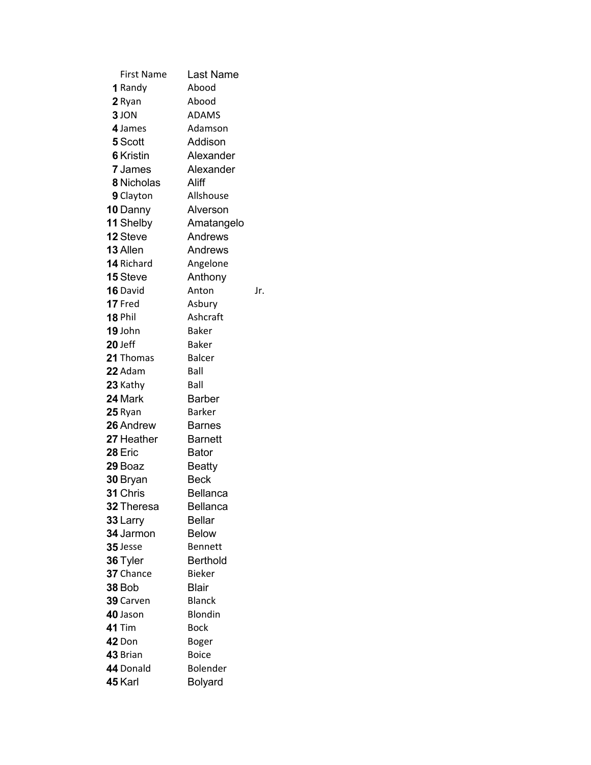|  | First Name | Last Name |  |
|---|---|---|---|
| 1 | Randy | Abood |  |
| 2 | Ryan | Abood |  |
| 3 | JON | ADAMS |  |
| 4 | James | Adamson |  |
| 5 | Scott | Addison |  |
| 6 | Kristin | Alexander |  |
| 7 | James | Alexander |  |
| 8 | Nicholas | Aliff |  |
| 9 | Clayton | Allshouse |  |
| 10 | Danny | Alverson |  |
| 11 | Shelby | Amatangelo |  |
| 12 | Steve | Andrews |  |
| 13 | Allen | Andrews |  |
| 14 | Richard | Angelone |  |
| 15 | Steve | Anthony |  |
| 16 | David | Anton | Jr. |
| 17 | Fred | Asbury |  |
| 18 | Phil | Ashcraft |  |
| 19 | John | Baker |  |
| 20 | Jeff | Baker |  |
| 21 | Thomas | Balcer |  |
| 22 | Adam | Ball |  |
| 23 | Kathy | Ball |  |
| 24 | Mark | Barber |  |
| 25 | Ryan | Barker |  |
| 26 | Andrew | Barnes |  |
| 27 | Heather | Barnett |  |
| 28 | Eric | Bator |  |
| 29 | Boaz | Beatty |  |
| 30 | Bryan | Beck |  |
| 31 | Chris | Bellanca |  |
| 32 | Theresa | Bellanca |  |
| 33 | Larry | Bellar |  |
| 34 | Jarmon | Below |  |
| 35 | Jesse | Bennett |  |
| 36 | Tyler | Berthold |  |
| 37 | Chance | Bieker |  |
| 38 | Bob | Blair |  |
| 39 | Carven | Blanck |  |
| 40 | Jason | Blondin |  |
| 41 | Tim | Bock |  |
| 42 | Don | Boger |  |
| 43 | Brian | Boice |  |
| 44 | Donald | Bolender |  |
| 45 | Karl | Bolyard |  |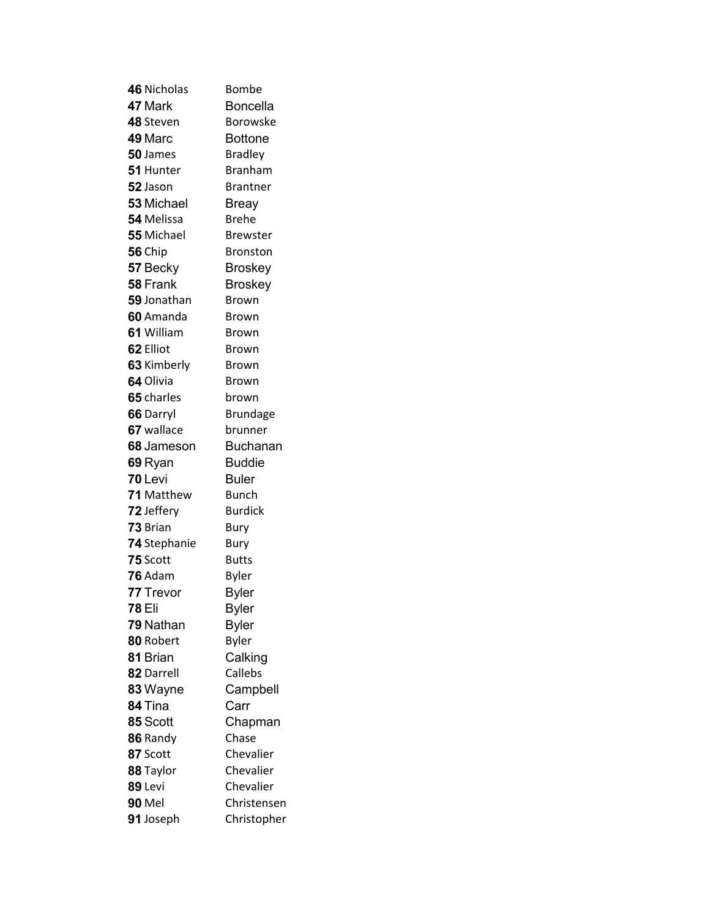| | | |
|---|---|---|
| **46** | Nicholas | Bombe |
| **47** | Mark | Boncella |
| **48** | Steven | Borowske |
| **49** | Marc | Bottone |
| **50** | James | Bradley |
| **51** | Hunter | Branham |
| **52** | Jason | Brantner |
| **53** | Michael | Breay |
| **54** | Melissa | Brehe |
| **55** | Michael | Brewster |
| **56** | Chip | Bronston |
| **57** | Becky | Broskey |
| **58** | Frank | Broskey |
| **59** | Jonathan | Brown |
| **60** | Amanda | Brown |
| **61** | William | Brown |
| **62** | Elliot | Brown |
| **63** | Kimberly | Brown |
| **64** | Olivia | Brown |
| **65** | charles | brown |
| **66** | Darryl | Brundage |
| **67** | wallace | brunner |
| **68** | Jameson | Buchanan |
| **69** | Ryan | Buddie |
| **70** | Levi | Buler |
| **71** | Matthew | Bunch |
| **72** | Jeffery | Burdick |
| **73** | Brian | Bury |
| **74** | Stephanie | Bury |
| **75** | Scott | Butts |
| **76** | Adam | Byler |
| **77** | Trevor | Byler |
| **78** | Eli | Byler |
| **79** | Nathan | Byler |
| **80** | Robert | Byler |
| **81** | Brian | Calking |
| **82** | Darrell | Callebs |
| **83** | Wayne | Campbell |
| **84** | Tina | Carr |
| **85** | Scott | Chapman |
| **86** | Randy | Chase |
| **87** | Scott | Chevalier |
| **88** | Taylor | Chevalier |
| **89** | Levi | Chevalier |
| **90** | Mel | Christensen |
| **91** | Joseph | Christopher |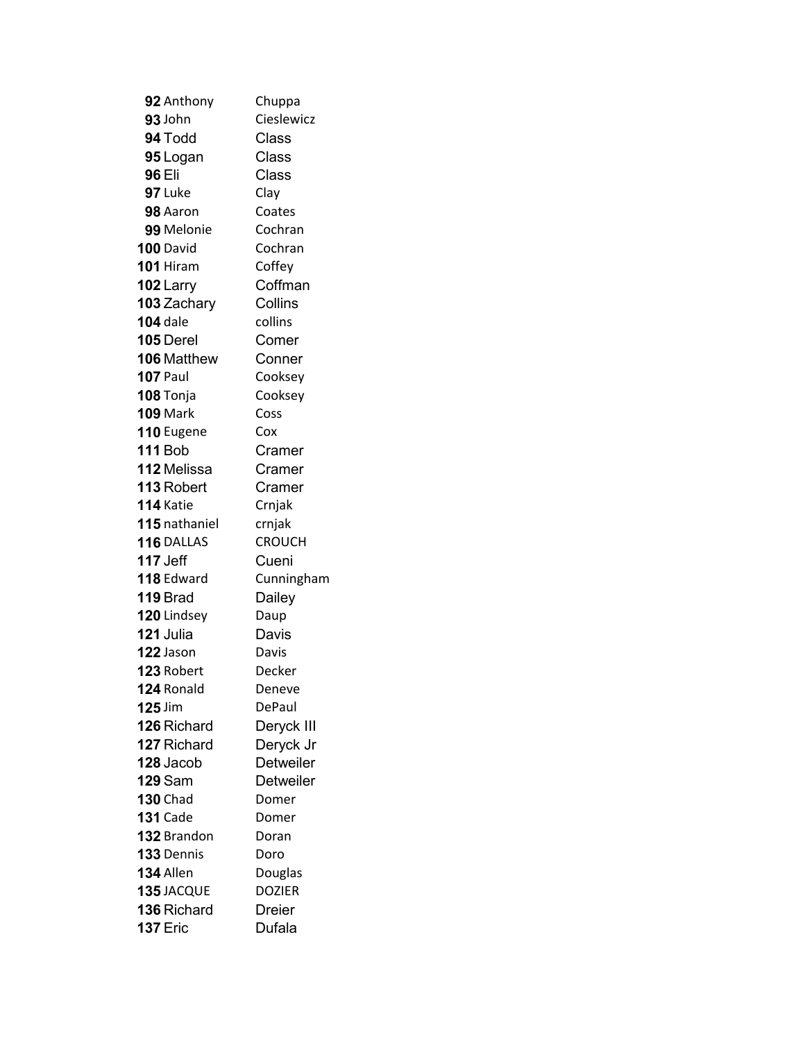| | | |
|---|---|---|
| **92** | Anthony | Chuppa |
| **93** | John | Cieslewicz |
| **94** | Todd | Class |
| **95** | Logan | Class |
| **96** | Eli | Class |
| **97** | Luke | Clay |
| **98** | Aaron | Coates |
| **99** | Melonie | Cochran |
| **100** | David | Cochran |
| **101** | Hiram | Coffey |
| **102** | Larry | Coffman |
| **103** | Zachary | Collins |
| **104** | dale | collins |
| **105** | Derel | Comer |
| **106** | Matthew | Conner |
| **107** | Paul | Cooksey |
| **108** | Tonja | Cooksey |
| **109** | Mark | Coss |
| **110** | Eugene | Cox |
| **111** | Bob | Cramer |
| **112** | Melissa | Cramer |
| **113** | Robert | Cramer |
| **114** | Katie | Crnjak |
| **115** | nathaniel | crnjak |
| **116** | DALLAS | CROUCH |
| **117** | Jeff | Cueni |
| **118** | Edward | Cunningham |
| **119** | Brad | Dailey |
| **120** | Lindsey | Daup |
| **121** | Julia | Davis |
| **122** | Jason | Davis |
| **123** | Robert | Decker |
| **124** | Ronald | Deneve |
| **125** | Jim | DePaul |
| **126** | Richard | Deryck III |
| **127** | Richard | Deryck Jr |
| **128** | Jacob | Detweiler |
| **129** | Sam | Detweiler |
| **130** | Chad | Domer |
| **131** | Cade | Domer |
| **132** | Brandon | Doran |
| **133** | Dennis | Doro |
| **134** | Allen | Douglas |
| **135** | JACQUE | DOZIER |
| **136** | Richard | Dreier |
| **137** | Eric | Dufala |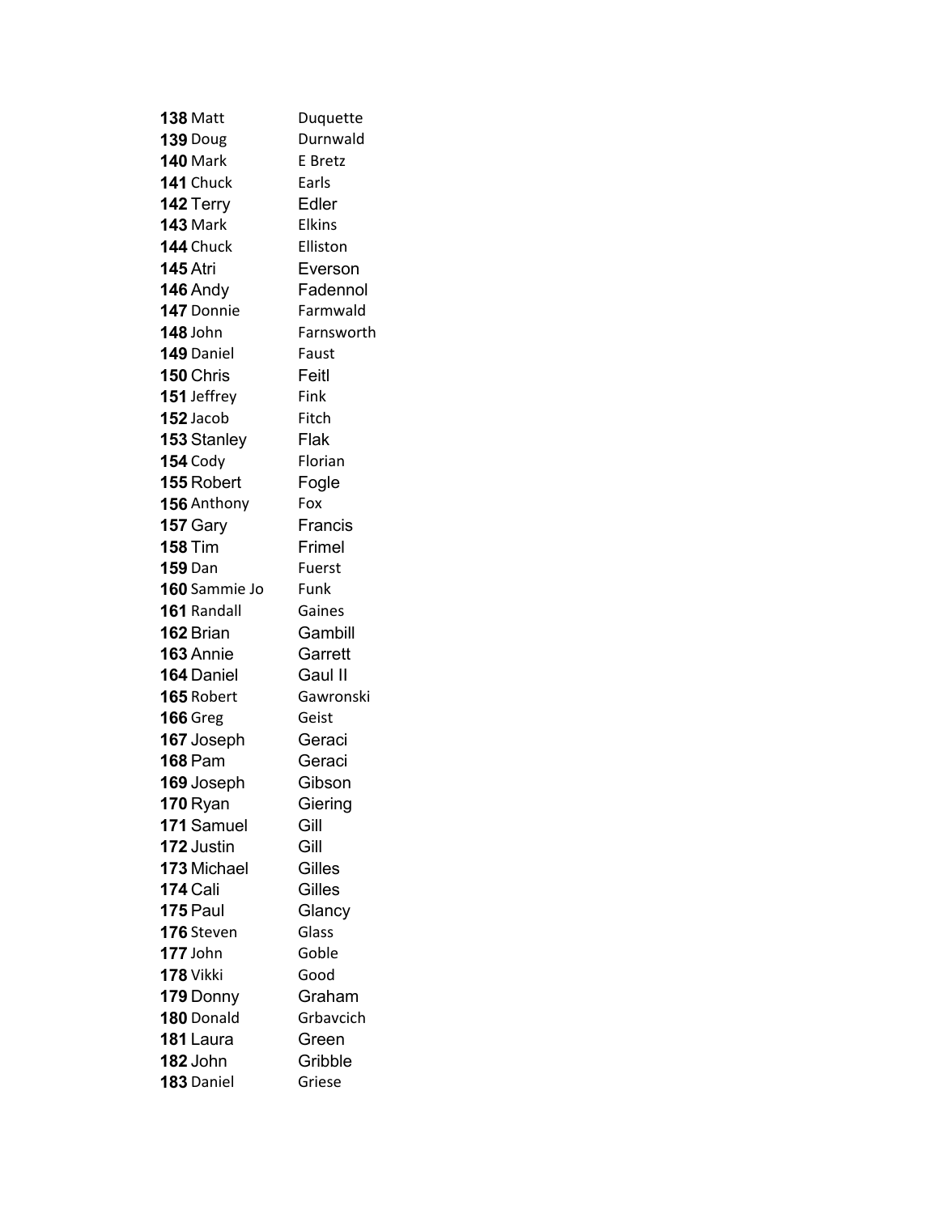**138** Matt Duquette
**139** Doug Durnwald
**140** Mark E Bretz
**141** Chuck Earls
**142** Terry Edler
**143** Mark Elkins
**144** Chuck Elliston
**145** Atri Everson
**146** Andy Fadennol
**147** Donnie Farmwald
**148** John Farnsworth
**149** Daniel Faust
**150** Chris Feitl
**151** Jeffrey Fink
**152** Jacob Fitch
**153** Stanley Flak
**154** Cody Florian
**155** Robert Fogle
**156** Anthony Fox
**157** Gary Francis
**158** Tim Frimel
**159** Dan Fuerst
**160** Sammie Jo Funk
**161** Randall Gaines
**162** Brian Gambill
**163** Annie Garrett
**164** Daniel Gaul II
**165** Robert Gawronski
**166** Greg Geist
**167** Joseph Geraci
**168** Pam Geraci
**169** Joseph Gibson
**170** Ryan Giering
**171** Samuel Gill
**172** Justin Gill
**173** Michael Gilles
**174** Cali Gilles
**175** Paul Glancy
**176** Steven Glass
**177** John Goble
**178** Vikki Good
**179** Donny Graham
**180** Donald Grbavcich
**181** Laura Green
**182** John Gribble
**183** Daniel Griese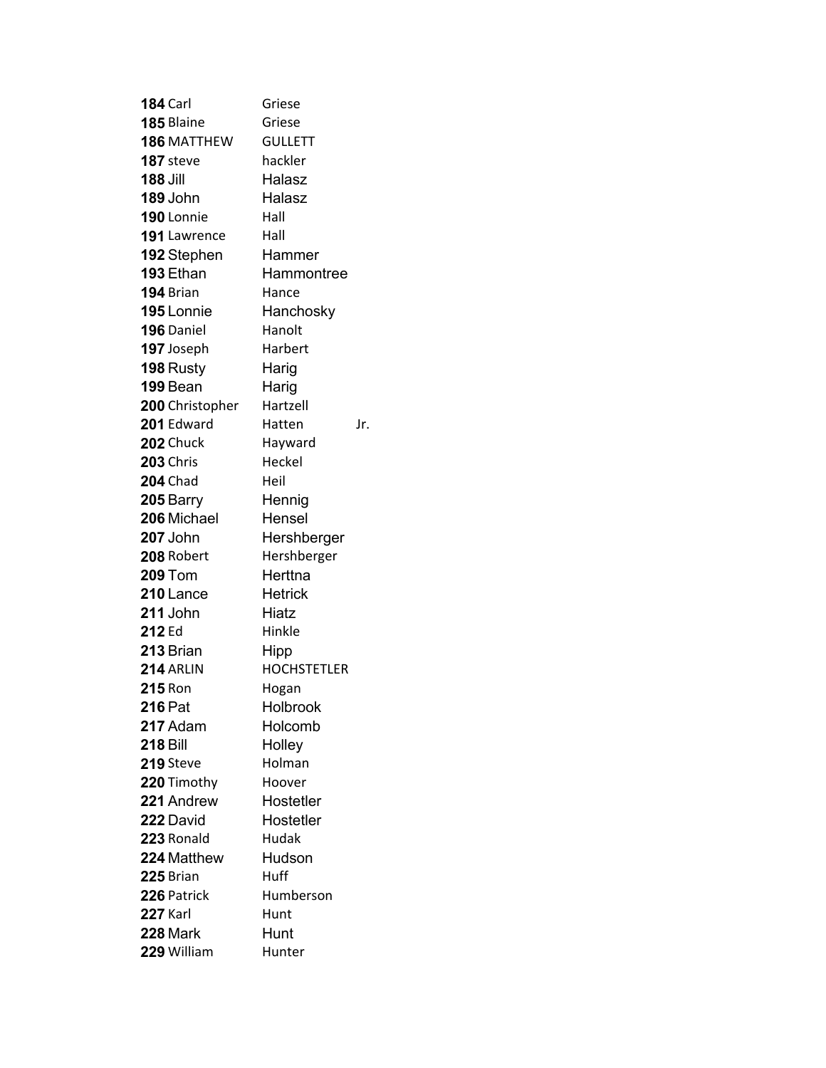| | | | |
|---|---|---|---|
| **184** | Carl | Griese | |
| **185** | Blaine | Griese | |
| **186** | MATTHEW | GULLETT | |
| **187** | steve | hackler | |
| **188** | Jill | Halasz | |
| **189** | John | Halasz | |
| **190** | Lonnie | Hall | |
| **191** | Lawrence | Hall | |
| **192** | Stephen | Hammer | |
| **193** | Ethan | Hammontree | |
| **194** | Brian | Hance | |
| **195** | Lonnie | Hanchosky | |
| **196** | Daniel | Hanolt | |
| **197** | Joseph | Harbert | |
| **198** | Rusty | Harig | |
| **199** | Bean | Harig | |
| **200** | Christopher | Hartzell | |
| **201** | Edward | Hatten | Jr. |
| **202** | Chuck | Hayward | |
| **203** | Chris | Heckel | |
| **204** | Chad | Heil | |
| **205** | Barry | Hennig | |
| **206** | Michael | Hensel | |
| **207** | John | Hershberger | |
| **208** | Robert | Hershberger | |
| **209** | Tom | Herttna | |
| **210** | Lance | Hetrick | |
| **211** | John | Hiatz | |
| **212** | Ed | Hinkle | |
| **213** | Brian | Hipp | |
| **214** | ARLIN | HOCHSTETLER | |
| **215** | Ron | Hogan | |
| **216** | Pat | Holbrook | |
| **217** | Adam | Holcomb | |
| **218** | Bill | Holley | |
| **219** | Steve | Holman | |
| **220** | Timothy | Hoover | |
| **221** | Andrew | Hostetler | |
| **222** | David | Hostetler | |
| **223** | Ronald | Hudak | |
| **224** | Matthew | Hudson | |
| **225** | Brian | Huff | |
| **226** | Patrick | Humberson | |
| **227** | Karl | Hunt | |
| **228** | Mark | Hunt | |
| **229** | William | Hunter | |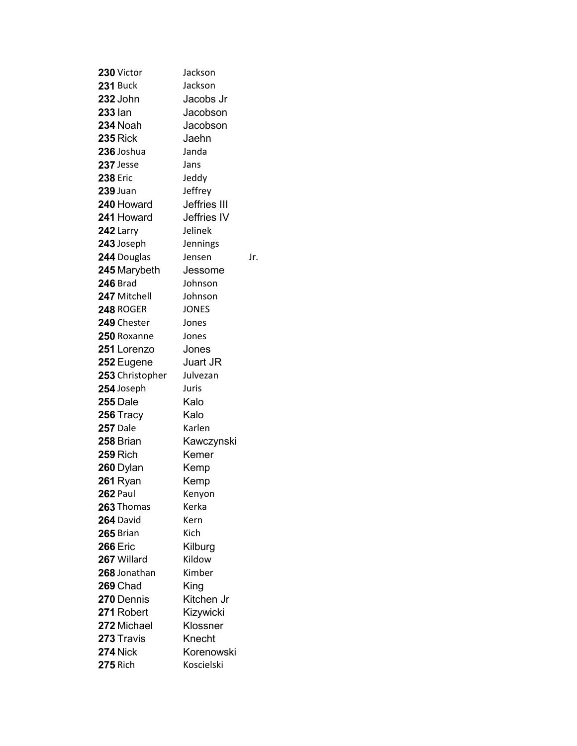| | | | |
|---|---|---|---|
| **230** | Victor | Jackson | |
| **231** | Buck | Jackson | |
| **232** | John | Jacobs Jr | |
| **233** | Ian | Jacobson | |
| **234** | Noah | Jacobson | |
| **235** | Rick | Jaehn | |
| **236** | Joshua | Janda | |
| **237** | Jesse | Jans | |
| **238** | Eric | Jeddy | |
| **239** | Juan | Jeffrey | |
| **240** | Howard | Jeffries III | |
| **241** | Howard | Jeffries IV | |
| **242** | Larry | Jelinek | |
| **243** | Joseph | Jennings | |
| **244** | Douglas | Jensen | Jr. |
| **245** | Marybeth | Jessome | |
| **246** | Brad | Johnson | |
| **247** | Mitchell | Johnson | |
| **248** | ROGER | JONES | |
| **249** | Chester | Jones | |
| **250** | Roxanne | Jones | |
| **251** | Lorenzo | Jones | |
| **252** | Eugene | Juart JR | |
| **253** | Christopher | Julvezan | |
| **254** | Joseph | Juris | |
| **255** | Dale | Kalo | |
| **256** | Tracy | Kalo | |
| **257** | Dale | Karlen | |
| **258** | Brian | Kawczynski | |
| **259** | Rich | Kemer | |
| **260** | Dylan | Kemp | |
| **261** | Ryan | Kemp | |
| **262** | Paul | Kenyon | |
| **263** | Thomas | Kerka | |
| **264** | David | Kern | |
| **265** | Brian | Kich | |
| **266** | Eric | Kilburg | |
| **267** | Willard | Kildow | |
| **268** | Jonathan | Kimber | |
| **269** | Chad | King | |
| **270** | Dennis | Kitchen Jr | |
| **271** | Robert | Kizywicki | |
| **272** | Michael | Klossner | |
| **273** | Travis | Knecht | |
| **274** | Nick | Korenowski | |
| **275** | Rich | Koscielski | |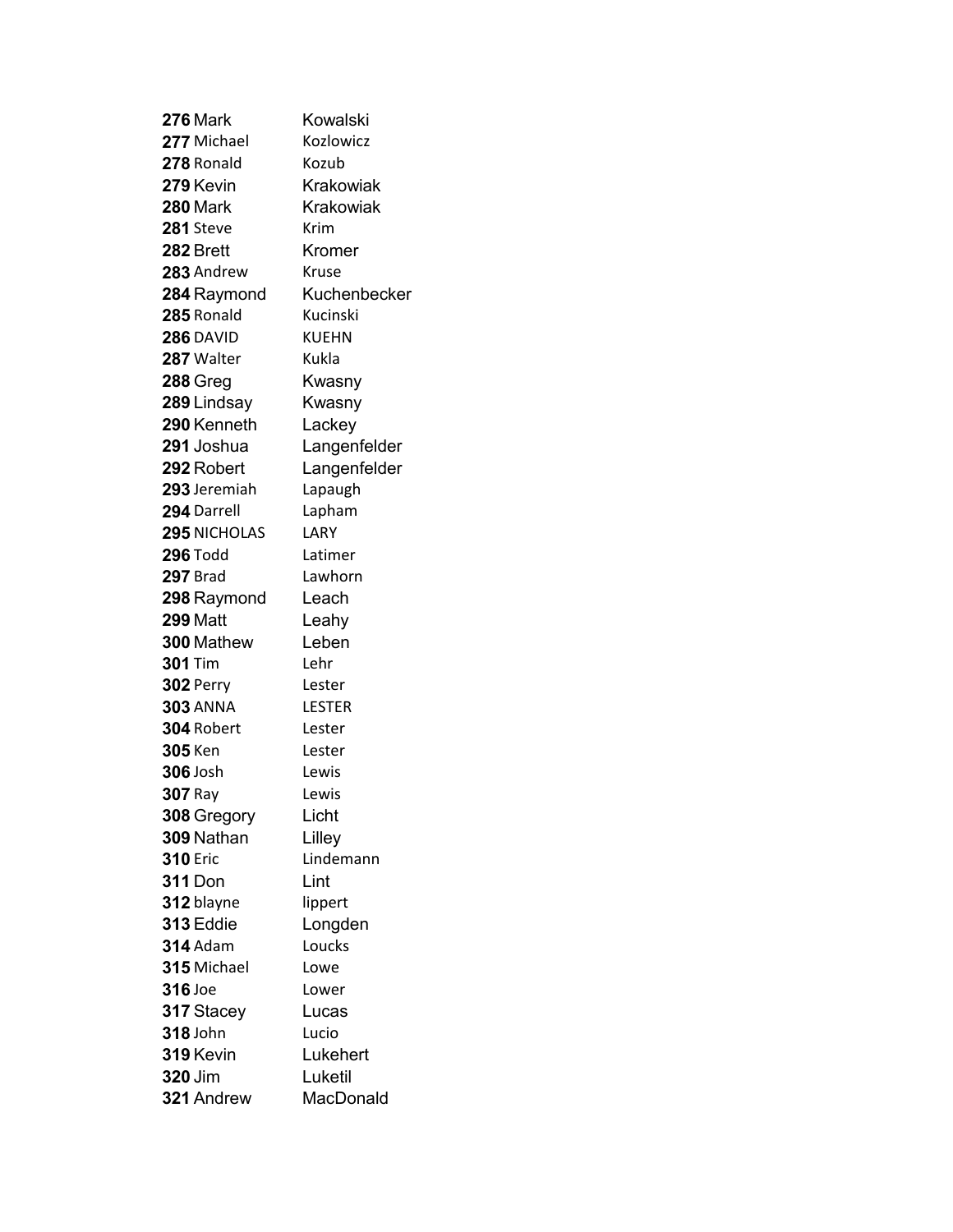**276** Mark Kowalski
**277** Michael Kozlowicz
**278** Ronald Kozub
**279** Kevin Krakowiak
**280** Mark Krakowiak
**281** Steve Krim
**282** Brett Kromer
**283** Andrew Kruse
**284** Raymond Kuchenbecker
**285** Ronald Kucinski
**286** DAVID KUEHN
**287** Walter Kukla
**288** Greg Kwasny
**289** Lindsay Kwasny
**290** Kenneth Lackey
**291** Joshua Langenfelder
**292** Robert Langenfelder
**293** Jeremiah Lapaugh
**294** Darrell Lapham
**295** NICHOLAS LARY
**296** Todd Latimer
**297** Brad Lawhorn
**298** Raymond Leach
**299** Matt Leahy
**300** Mathew Leben
**301** Tim Lehr
**302** Perry Lester
**303** ANNA LESTER
**304** Robert Lester
**305** Ken Lester
**306** Josh Lewis
**307** Ray Lewis
**308** Gregory Licht
**309** Nathan Lilley
**310** Eric Lindemann
**311** Don Lint
**312** blayne lippert
**313** Eddie Longden
**314** Adam Loucks
**315** Michael Lowe
**316** Joe Lower
**317** Stacey Lucas
**318** John Lucio
**319** Kevin Lukehert
**320** Jim Luketil
**321** Andrew MacDonald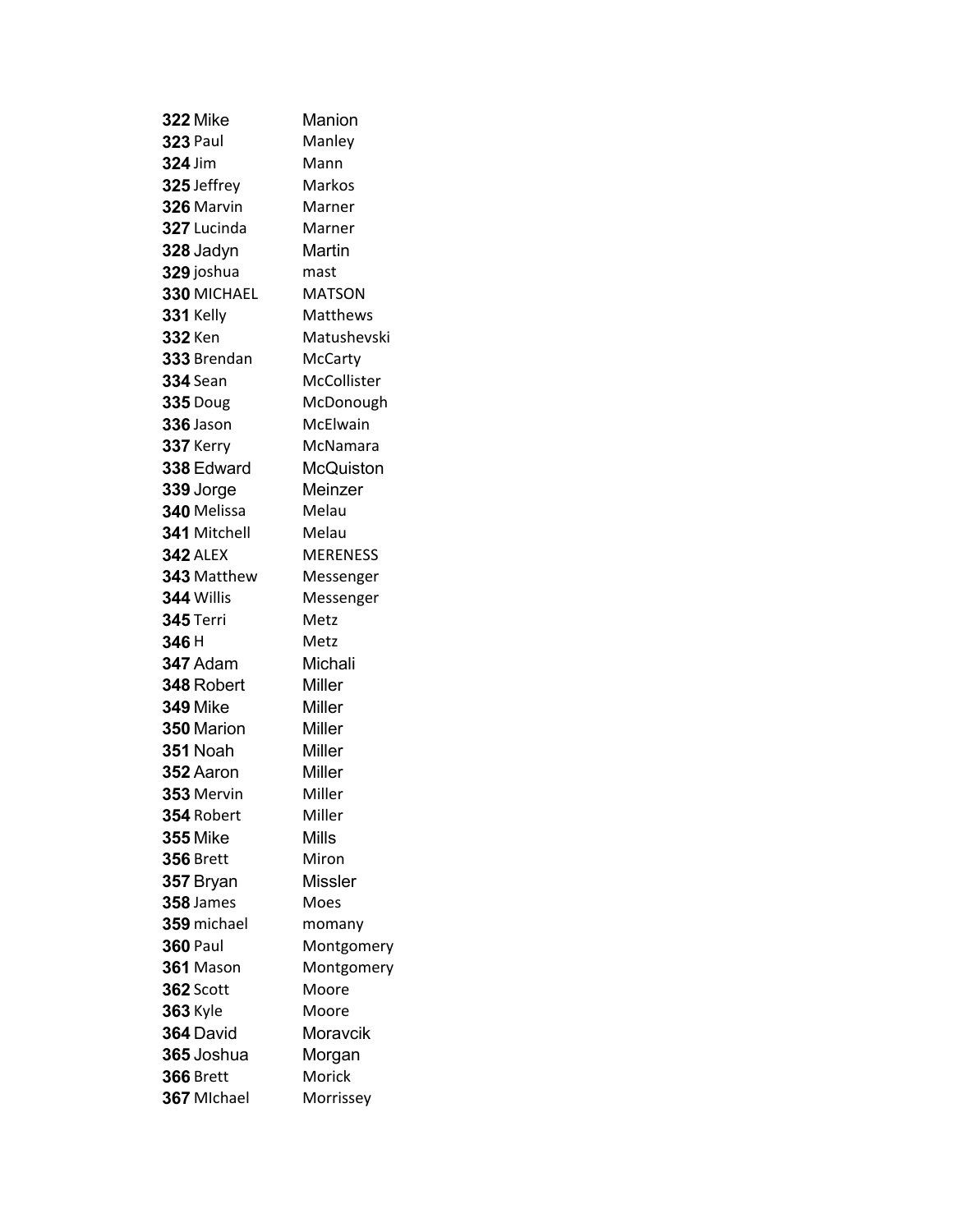| | | |
|---|---|---|
| **322** | Mike | Manion |
| **323** | Paul | Manley |
| **324** | Jim | Mann |
| **325** | Jeffrey | Markos |
| **326** | Marvin | Marner |
| **327** | Lucinda | Marner |
| **328** | Jadyn | Martin |
| **329** | joshua | mast |
| **330** | MICHAEL | MATSON |
| **331** | Kelly | Matthews |
| **332** | Ken | Matushevski |
| **333** | Brendan | McCarty |
| **334** | Sean | McCollister |
| **335** | Doug | McDonough |
| **336** | Jason | McElwain |
| **337** | Kerry | McNamara |
| **338** | Edward | McQuiston |
| **339** | Jorge | Meinzer |
| **340** | Melissa | Melau |
| **341** | Mitchell | Melau |
| **342** | ALEX | MERENESS |
| **343** | Matthew | Messenger |
| **344** | Willis | Messenger |
| **345** | Terri | Metz |
| **346** | H | Metz |
| **347** | Adam | Michali |
| **348** | Robert | Miller |
| **349** | Mike | Miller |
| **350** | Marion | Miller |
| **351** | Noah | Miller |
| **352** | Aaron | Miller |
| **353** | Mervin | Miller |
| **354** | Robert | Miller |
| **355** | Mike | Mills |
| **356** | Brett | Miron |
| **357** | Bryan | Missler |
| **358** | James | Moes |
| **359** | michael | momany |
| **360** | Paul | Montgomery |
| **361** | Mason | Montgomery |
| **362** | Scott | Moore |
| **363** | Kyle | Moore |
| **364** | David | Moravcik |
| **365** | Joshua | Morgan |
| **366** | Brett | Morick |
| **367** | MIchael | Morrissey |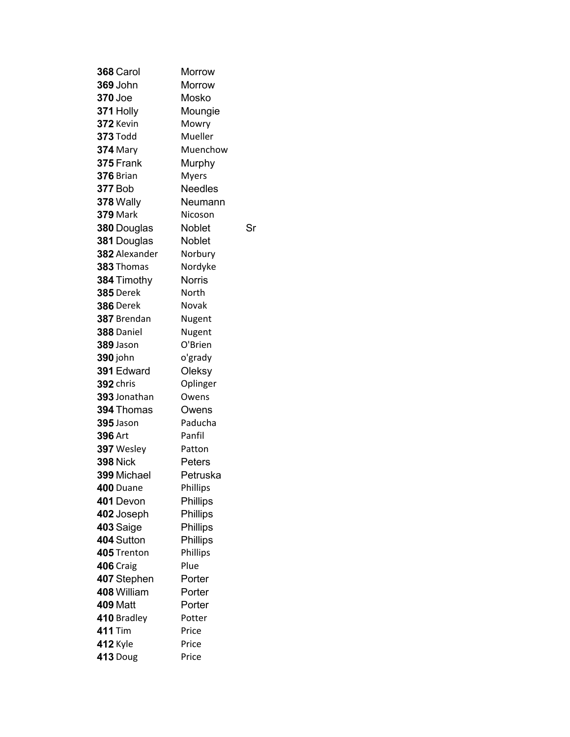| | | | |
|---|---|---|---|
| **368** | Carol | Morrow | |
| **369** | John | Morrow | |
| **370** | Joe | Mosko | |
| **371** | Holly | Moungie | |
| **372** | Kevin | Mowry | |
| **373** | Todd | Mueller | |
| **374** | Mary | Muenchow | |
| **375** | Frank | Murphy | |
| **376** | Brian | Myers | |
| **377** | Bob | Needles | |
| **378** | Wally | Neumann | |
| **379** | Mark | Nicoson | |
| **380** | Douglas | Noblet | Sr |
| **381** | Douglas | Noblet | |
| **382** | Alexander | Norbury | |
| **383** | Thomas | Nordyke | |
| **384** | Timothy | Norris | |
| **385** | Derek | North | |
| **386** | Derek | Novak | |
| **387** | Brendan | Nugent | |
| **388** | Daniel | Nugent | |
| **389** | Jason | O'Brien | |
| **390** | john | o'grady | |
| **391** | Edward | Oleksy | |
| **392** | chris | Oplinger | |
| **393** | Jonathan | Owens | |
| **394** | Thomas | Owens | |
| **395** | Jason | Paducha | |
| **396** | Art | Panfil | |
| **397** | Wesley | Patton | |
| **398** | Nick | Peters | |
| **399** | Michael | Petruska | |
| **400** | Duane | Phillips | |
| **401** | Devon | Phillips | |
| **402** | Joseph | Phillips | |
| **403** | Saige | Phillips | |
| **404** | Sutton | Phillips | |
| **405** | Trenton | Phillips | |
| **406** | Craig | Plue | |
| **407** | Stephen | Porter | |
| **408** | William | Porter | |
| **409** | Matt | Porter | |
| **410** | Bradley | Potter | |
| **411** | Tim | Price | |
| **412** | Kyle | Price | |
| **413** | Doug | Price | |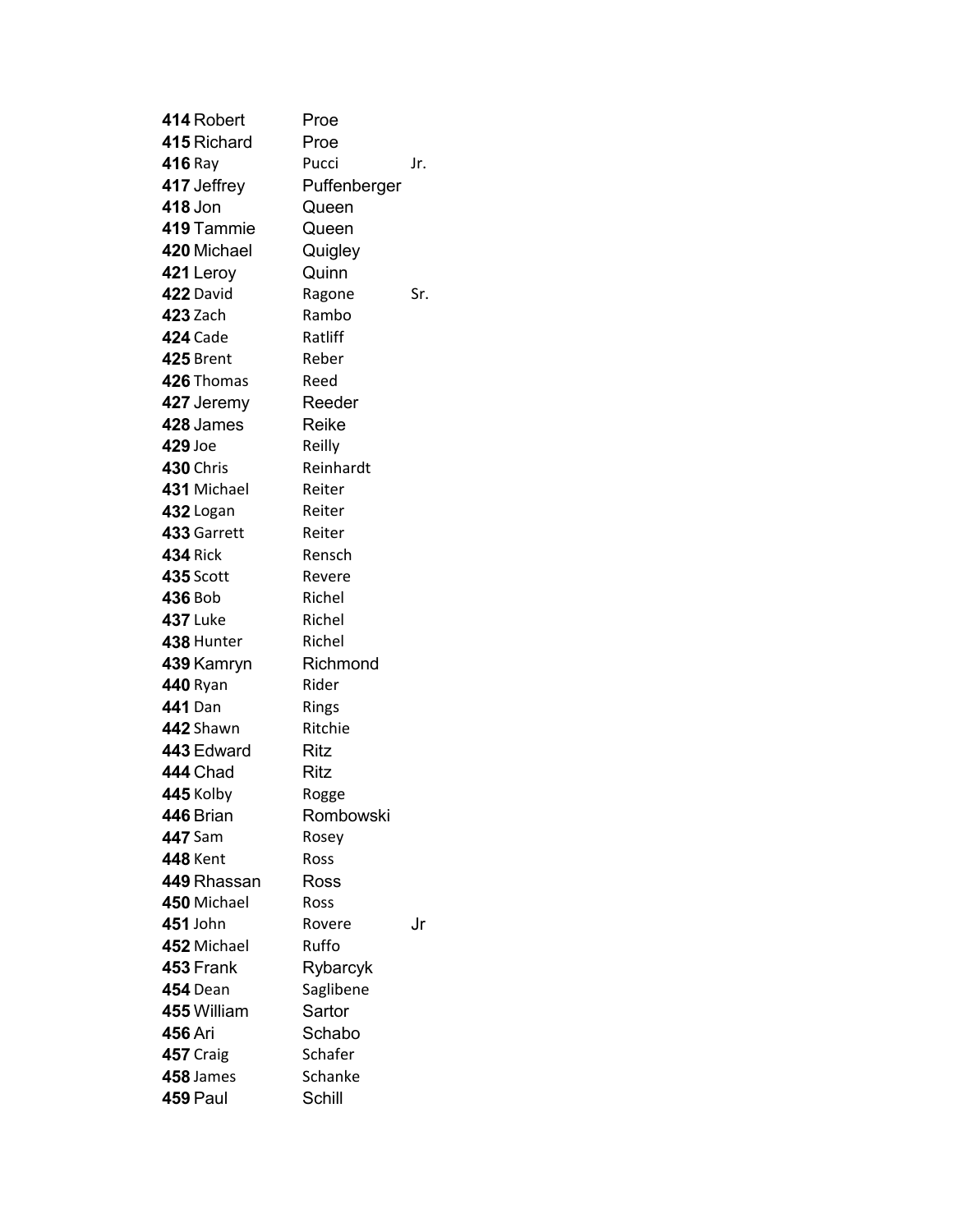| | | | |
|---|---|---|---|
| **414** | Robert | Proe | |
| **415** | Richard | Proe | |
| **416** | Ray | Pucci | Jr. |
| **417** | Jeffrey | Puffenberger | |
| **418** | Jon | Queen | |
| **419** | Tammie | Queen | |
| **420** | Michael | Quigley | |
| **421** | Leroy | Quinn | |
| **422** | David | Ragone | Sr. |
| **423** | Zach | Rambo | |
| **424** | Cade | Ratliff | |
| **425** | Brent | Reber | |
| **426** | Thomas | Reed | |
| **427** | Jeremy | Reeder | |
| **428** | James | Reike | |
| **429** | Joe | Reilly | |
| **430** | Chris | Reinhardt | |
| **431** | Michael | Reiter | |
| **432** | Logan | Reiter | |
| **433** | Garrett | Reiter | |
| **434** | Rick | Rensch | |
| **435** | Scott | Revere | |
| **436** | Bob | Richel | |
| **437** | Luke | Richel | |
| **438** | Hunter | Richel | |
| **439** | Kamryn | Richmond | |
| **440** | Ryan | Rider | |
| **441** | Dan | Rings | |
| **442** | Shawn | Ritchie | |
| **443** | Edward | Ritz | |
| **444** | Chad | Ritz | |
| **445** | Kolby | Rogge | |
| **446** | Brian | Rombowski | |
| **447** | Sam | Rosey | |
| **448** | Kent | Ross | |
| **449** | Rhassan | Ross | |
| **450** | Michael | Ross | |
| **451** | John | Rovere | Jr |
| **452** | Michael | Ruffo | |
| **453** | Frank | Rybarcyk | |
| **454** | Dean | Saglibene | |
| **455** | William | Sartor | |
| **456** | Ari | Schabo | |
| **457** | Craig | Schafer | |
| **458** | James | Schanke | |
| **459** | Paul | Schill | |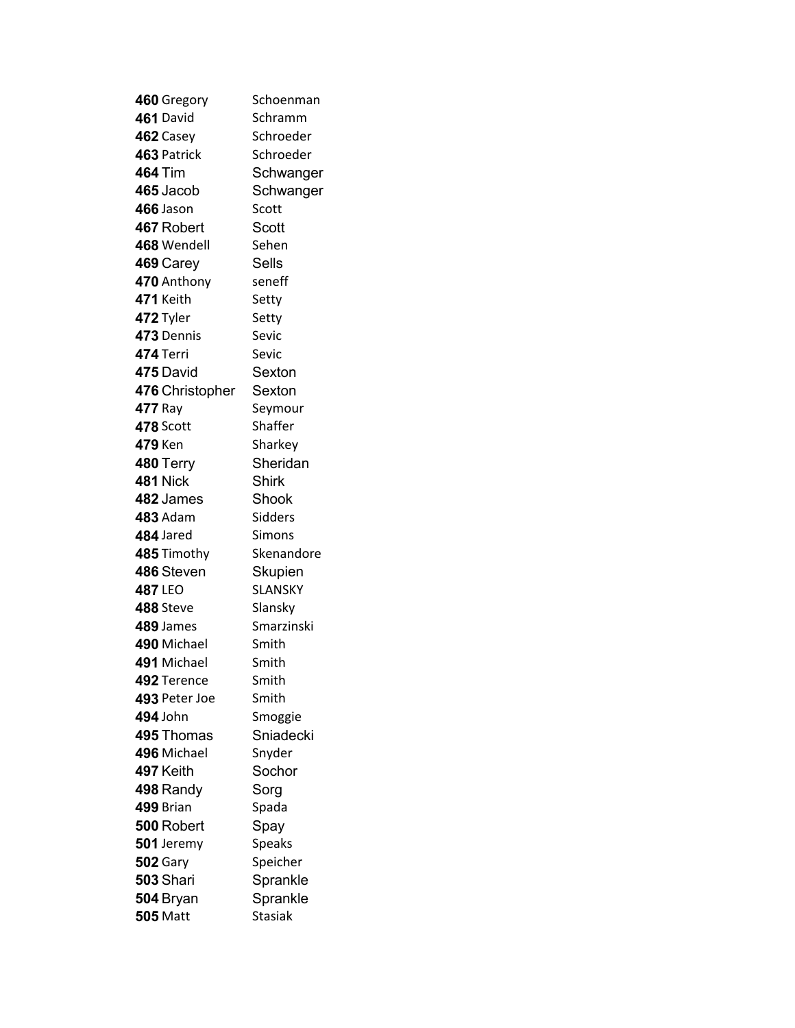| | | |
|---|---|---|
| **460** | Gregory | Schoenman |
| **461** | David | Schramm |
| **462** | Casey | Schroeder |
| **463** | Patrick | Schroeder |
| **464** | Tim | Schwanger |
| **465** | Jacob | Schwanger |
| **466** | Jason | Scott |
| **467** | Robert | Scott |
| **468** | Wendell | Sehen |
| **469** | Carey | Sells |
| **470** | Anthony | seneff |
| **471** | Keith | Setty |
| **472** | Tyler | Setty |
| **473** | Dennis | Sevic |
| **474** | Terri | Sevic |
| **475** | David | Sexton |
| **476** | Christopher | Sexton |
| **477** | Ray | Seymour |
| **478** | Scott | Shaffer |
| **479** | Ken | Sharkey |
| **480** | Terry | Sheridan |
| **481** | Nick | Shirk |
| **482** | James | Shook |
| **483** | Adam | Sidders |
| **484** | Jared | Simons |
| **485** | Timothy | Skenandore |
| **486** | Steven | Skupien |
| **487** | LEO | SLANSKY |
| **488** | Steve | Slansky |
| **489** | James | Smarzinski |
| **490** | Michael | Smith |
| **491** | Michael | Smith |
| **492** | Terence | Smith |
| **493** | Peter Joe | Smith |
| **494** | John | Smoggie |
| **495** | Thomas | Sniadecki |
| **496** | Michael | Snyder |
| **497** | Keith | Sochor |
| **498** | Randy | Sorg |
| **499** | Brian | Spada |
| **500** | Robert | Spay |
| **501** | Jeremy | Speaks |
| **502** | Gary | Speicher |
| **503** | Shari | Sprankle |
| **504** | Bryan | Sprankle |
| **505** | Matt | Stasiak |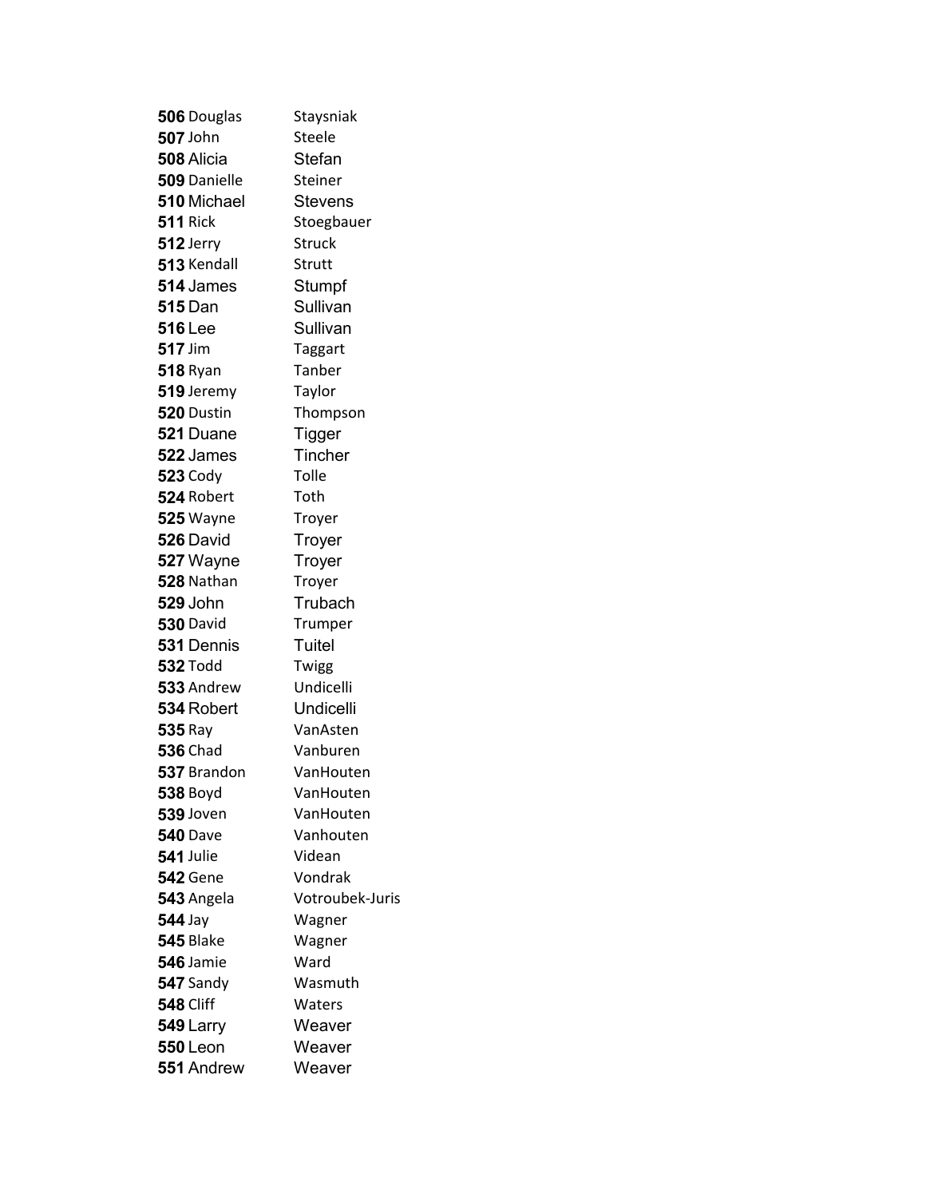**506** Douglas Staysniak
**507** John Steele
**508** Alicia Stefan
**509** Danielle Steiner
**510** Michael Stevens
**511** Rick Stoegbauer
**512** Jerry Struck
**513** Kendall Strutt
**514** James Stumpf
**515** Dan Sullivan
**516** Lee Sullivan
**517** Jim Taggart
**518** Ryan Tanber
**519** Jeremy Taylor
**520** Dustin Thompson
**521** Duane Tigger
**522** James Tincher
**523** Cody Tolle
**524** Robert Toth
**525** Wayne Troyer
**526** David Troyer
**527** Wayne Troyer
**528** Nathan Troyer
**529** John Trubach
**530** David Trumper
**531** Dennis Tuitel
**532** Todd Twigg
**533** Andrew Undicelli
**534** Robert Undicelli
**535** Ray VanAsten
**536** Chad Vanburen
**537** Brandon VanHouten
**538** Boyd VanHouten
**539** Joven VanHouten
**540** Dave Vanhouten
**541** Julie Videan
**542** Gene Vondrak
**543** Angela Votroubek-Juris
**544** Jay Wagner
**545** Blake Wagner
**546** Jamie Ward
**547** Sandy Wasmuth
**548** Cliff Waters
**549** Larry Weaver
**550** Leon Weaver
**551** Andrew Weaver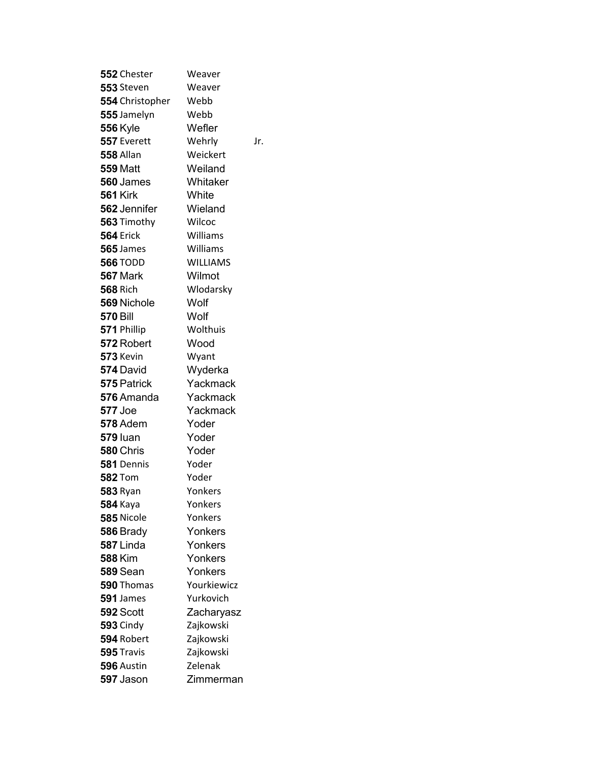| | | | |
|---|---|---|---|
| **552** | Chester | Weaver | |
| **553** | Steven | Weaver | |
| **554** | Christopher | Webb | |
| **555** | Jamelyn | Webb | |
| **556** | Kyle | Wefler | |
| **557** | Everett | Wehrly | Jr. |
| **558** | Allan | Weickert | |
| **559** | Matt | Weiland | |
| **560** | James | Whitaker | |
| **561** | Kirk | White | |
| **562** | Jennifer | Wieland | |
| **563** | Timothy | Wilcoc | |
| **564** | Erick | Williams | |
| **565** | James | Williams | |
| **566** | TODD | WILLIAMS | |
| **567** | Mark | Wilmot | |
| **568** | Rich | Wlodarsky | |
| **569** | Nichole | Wolf | |
| **570** | Bill | Wolf | |
| **571** | Phillip | Wolthuis | |
| **572** | Robert | Wood | |
| **573** | Kevin | Wyant | |
| **574** | David | Wyderka | |
| **575** | Patrick | Yackmack | |
| **576** | Amanda | Yackmack | |
| **577** | Joe | Yackmack | |
| **578** | Adem | Yoder | |
| **579** | Iuan | Yoder | |
| **580** | Chris | Yoder | |
| **581** | Dennis | Yoder | |
| **582** | Tom | Yoder | |
| **583** | Ryan | Yonkers | |
| **584** | Kaya | Yonkers | |
| **585** | Nicole | Yonkers | |
| **586** | Brady | Yonkers | |
| **587** | Linda | Yonkers | |
| **588** | Kim | Yonkers | |
| **589** | Sean | Yonkers | |
| **590** | Thomas | Yourkiewicz | |
| **591** | James | Yurkovich | |
| **592** | Scott | Zacharyasz | |
| **593** | Cindy | Zajkowski | |
| **594** | Robert | Zajkowski | |
| **595** | Travis | Zajkowski | |
| **596** | Austin | Zelenak | |
| **597** | Jason | Zimmerman | |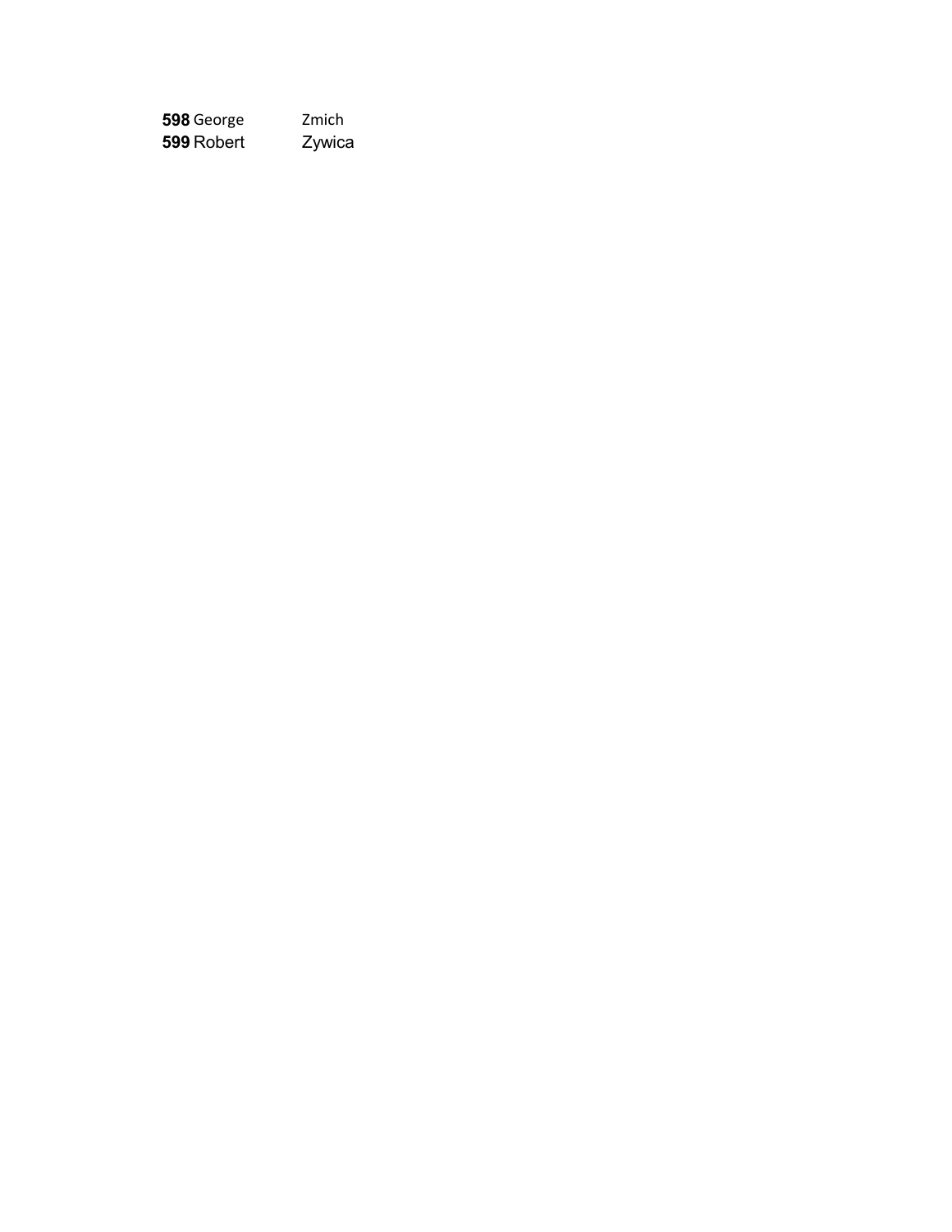| | | |
|---|---|---|
| **598** | George | Zmich |
| **599** | Robert | Zywica |